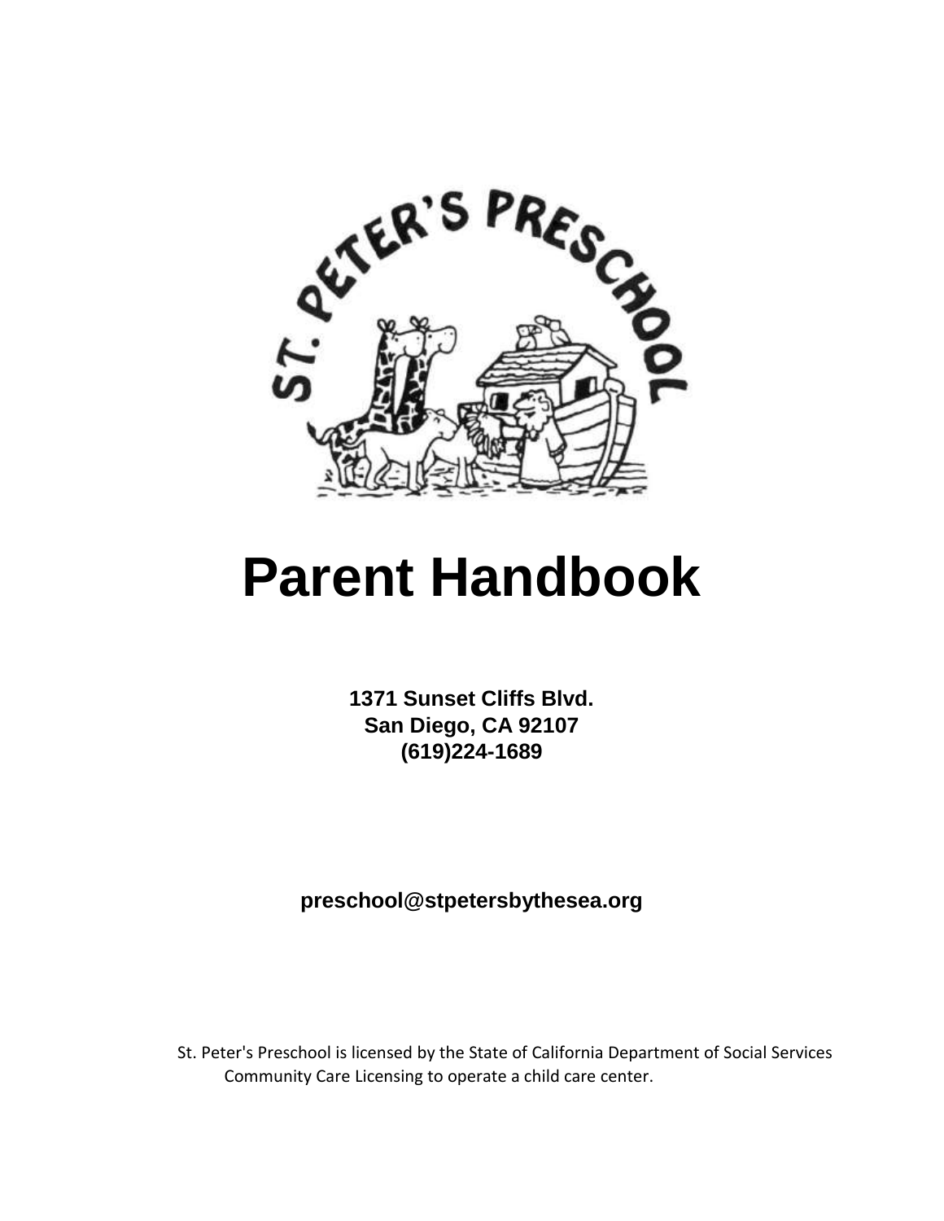ST. PETER'S PRESCHOOL

# Parent Handbook

**1371 Sunset Cliffs Blvd.**
**San Diego, CA 92107**
**(619)224-1689**

**preschool@stpetersbythesea.org**

St. Peter's Preschool is licensed by the State of California Department of Social Services Community Care Licensing to operate a child care center.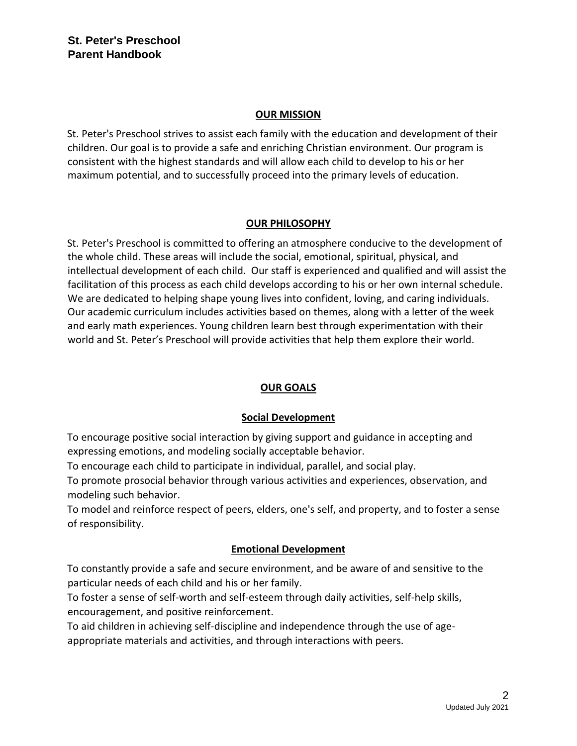## OUR MISSION

St. Peter's Preschool strives to assist each family with the education and development of their children. Our goal is to provide a safe and enriching Christian environment. Our program is consistent with the highest standards and will allow each child to develop to his or her maximum potential, and to successfully proceed into the primary levels of education.

## OUR PHILOSOPHY

St. Peter's Preschool is committed to offering an atmosphere conducive to the development of the whole child. These areas will include the social, emotional, spiritual, physical, and intellectual development of each child. Our staff is experienced and qualified and will assist the facilitation of this process as each child develops according to his or her own internal schedule. We are dedicated to helping shape young lives into confident, loving, and caring individuals. Our academic curriculum includes activities based on themes, along with a letter of the week and early math experiences. Young children learn best through experimentation with their world and St. Peter's Preschool will provide activities that help them explore their world.

## OUR GOALS

### Social Development

To encourage positive social interaction by giving support and guidance in accepting and expressing emotions, and modeling socially acceptable behavior.

To encourage each child to participate in individual, parallel, and social play.

To promote prosocial behavior through various activities and experiences, observation, and modeling such behavior.

To model and reinforce respect of peers, elders, one's self, and property, and to foster a sense of responsibility.

### Emotional Development

To constantly provide a safe and secure environment, and be aware of and sensitive to the particular needs of each child and his or her family.

To foster a sense of self-worth and self-esteem through daily activities, self-help skills, encouragement, and positive reinforcement.

To aid children in achieving self-discipline and independence through the use of age-appropriate materials and activities, and through interactions with peers.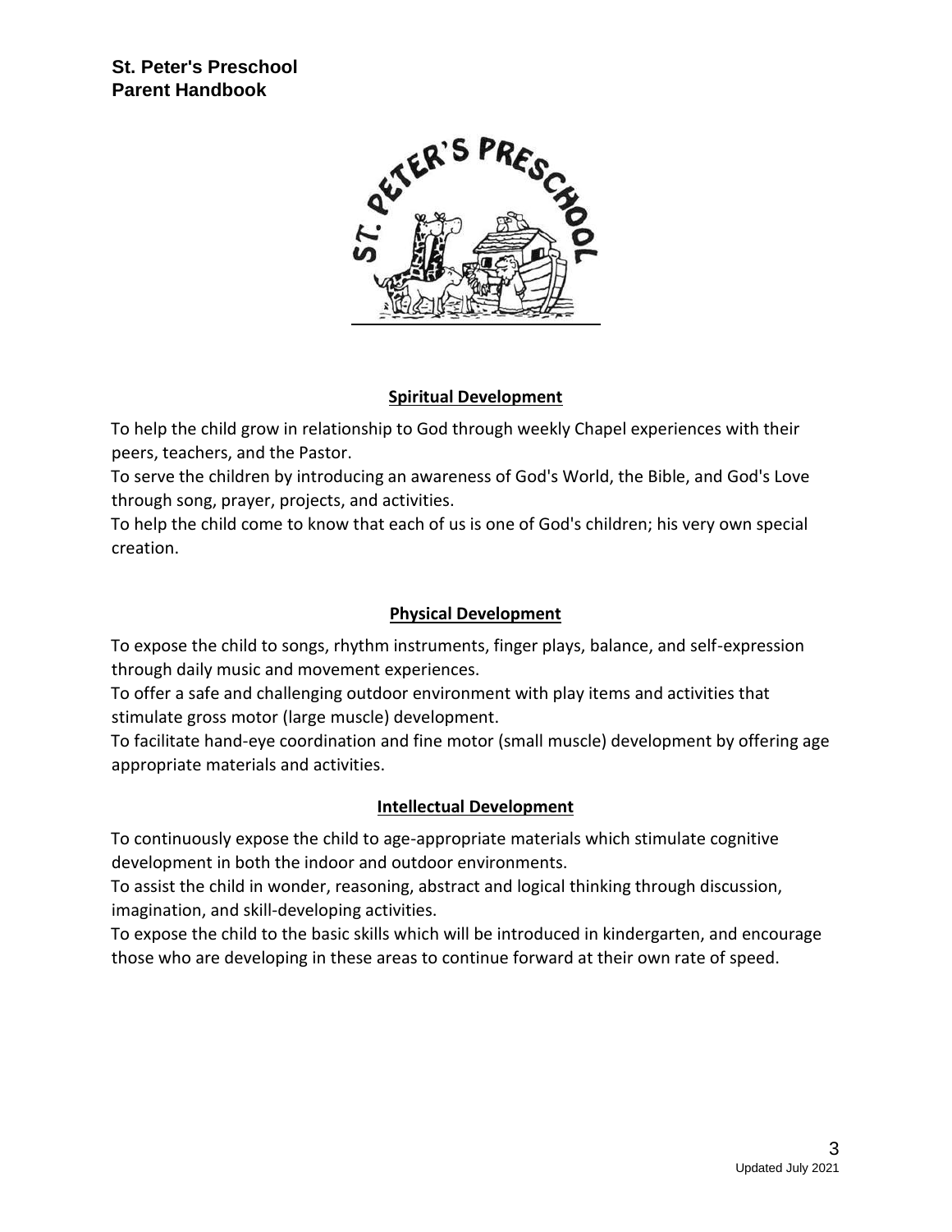## Spiritual Development

To help the child grow in relationship to God through weekly Chapel experiences with their peers, teachers, and the Pastor.

To serve the children by introducing an awareness of God's World, the Bible, and God's Love through song, prayer, projects, and activities.

To help the child come to know that each of us is one of God's children; his very own special creation.

## Physical Development

To expose the child to songs, rhythm instruments, finger plays, balance, and self-expression through daily music and movement experiences.

To offer a safe and challenging outdoor environment with play items and activities that stimulate gross motor (large muscle) development.

To facilitate hand-eye coordination and fine motor (small muscle) development by offering age appropriate materials and activities.

## Intellectual Development

To continuously expose the child to age-appropriate materials which stimulate cognitive development in both the indoor and outdoor environments.

To assist the child in wonder, reasoning, abstract and logical thinking through discussion, imagination, and skill-developing activities.

To expose the child to the basic skills which will be introduced in kindergarten, and encourage those who are developing in these areas to continue forward at their own rate of speed.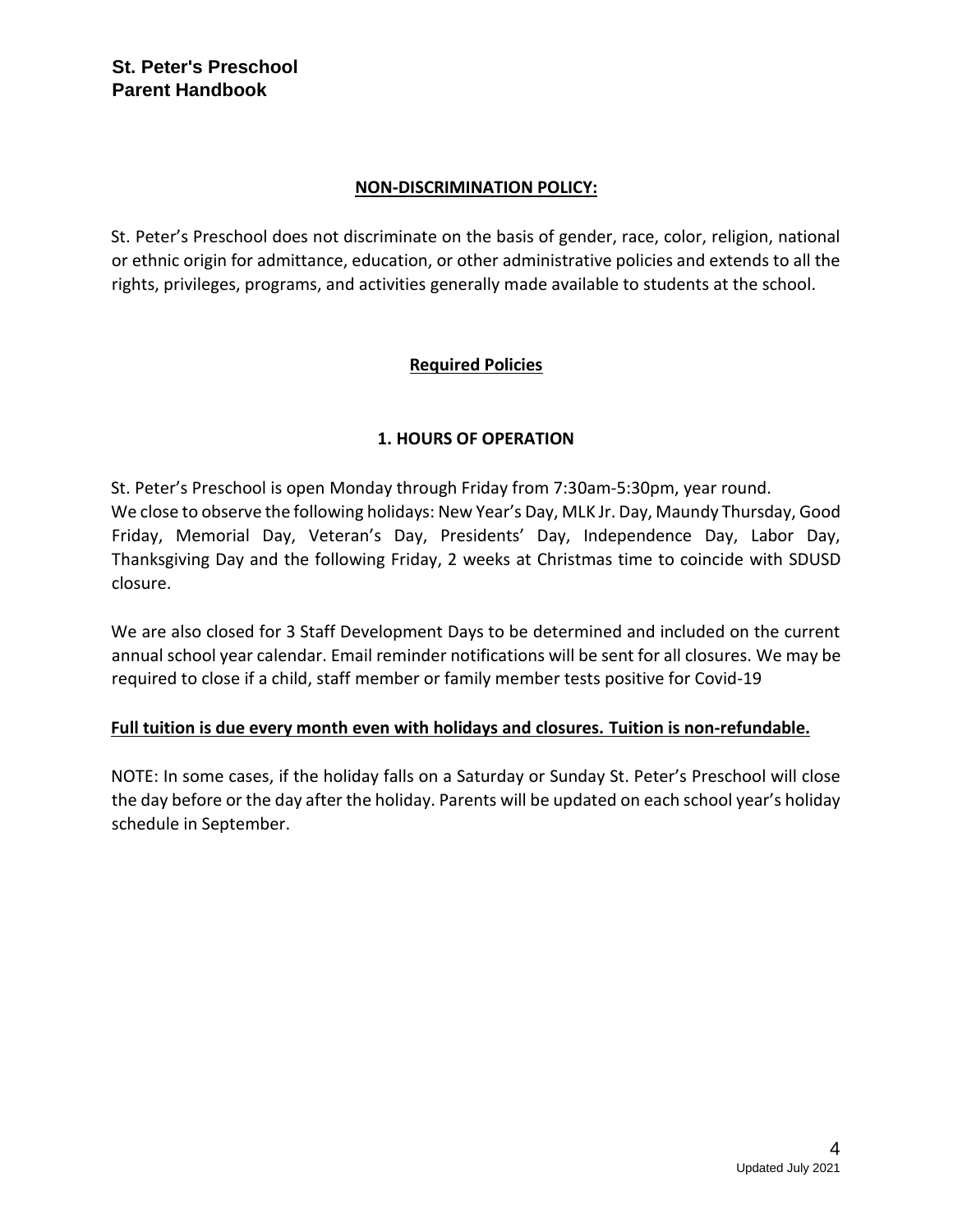## NON-DISCRIMINATION POLICY:

St. Peter's Preschool does not discriminate on the basis of gender, race, color, religion, national or ethnic origin for admittance, education, or other administrative policies and extends to all the rights, privileges, programs, and activities generally made available to students at the school.

## Required Policies

### 1. HOURS OF OPERATION

St. Peter's Preschool is open Monday through Friday from 7:30am-5:30pm, year round.
We close to observe the following holidays: New Year's Day, MLK Jr. Day, Maundy Thursday, Good Friday, Memorial Day, Veteran's Day, Presidents' Day, Independence Day, Labor Day, Thanksgiving Day and the following Friday, 2 weeks at Christmas time to coincide with SDUSD closure.

We are also closed for 3 Staff Development Days to be determined and included on the current annual school year calendar. Email reminder notifications will be sent for all closures. We may be required to close if a child, staff member or family member tests positive for Covid-19

**Full tuition is due every month even with holidays and closures. Tuition is non-refundable.**

NOTE: In some cases, if the holiday falls on a Saturday or Sunday St. Peter's Preschool will close the day before or the day after the holiday. Parents will be updated on each school year's holiday schedule in September.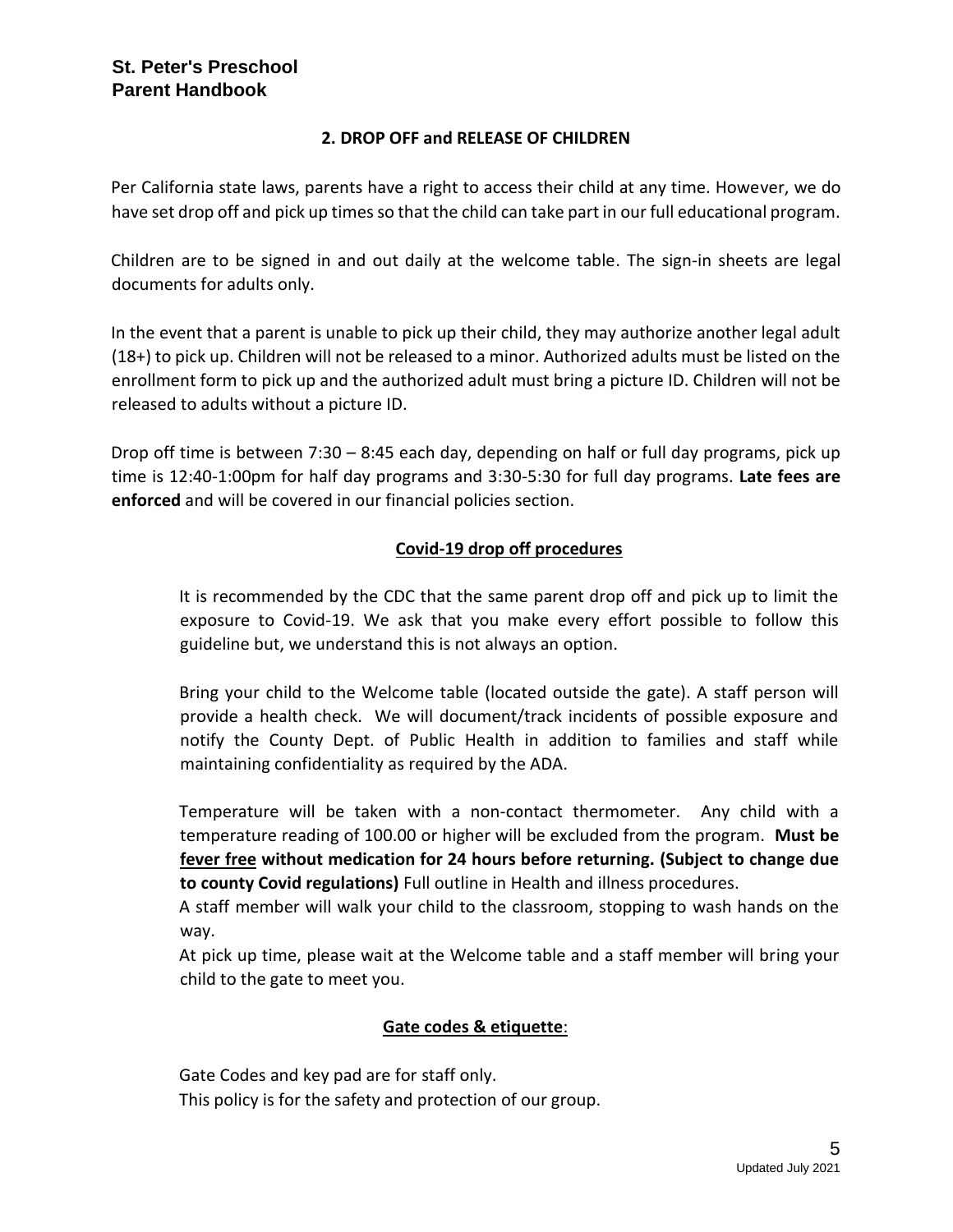## 2. DROP OFF and RELEASE OF CHILDREN

Per California state laws, parents have a right to access their child at any time. However, we do have set drop off and pick up times so that the child can take part in our full educational program.

Children are to be signed in and out daily at the welcome table. The sign-in sheets are legal documents for adults only.

In the event that a parent is unable to pick up their child, they may authorize another legal adult (18+) to pick up. Children will not be released to a minor. Authorized adults must be listed on the enrollment form to pick up and the authorized adult must bring a picture ID. Children will not be released to adults without a picture ID.

Drop off time is between 7:30 – 8:45 each day, depending on half or full day programs, pick up time is 12:40-1:00pm for half day programs and 3:30-5:30 for full day programs. **Late fees are enforced** and will be covered in our financial policies section.

### Covid-19 drop off procedures

It is recommended by the CDC that the same parent drop off and pick up to limit the exposure to Covid-19. We ask that you make every effort possible to follow this guideline but, we understand this is not always an option.

Bring your child to the Welcome table (located outside the gate). A staff person will provide a health check. We will document/track incidents of possible exposure and notify the County Dept. of Public Health in addition to families and staff while maintaining confidentiality as required by the ADA.

Temperature will be taken with a non-contact thermometer. Any child with a temperature reading of 100.00 or higher will be excluded from the program. **Must be fever free without medication for 24 hours before returning. (Subject to change due to county Covid regulations)** Full outline in Health and illness procedures.

A staff member will walk your child to the classroom, stopping to wash hands on the way.

At pick up time, please wait at the Welcome table and a staff member will bring your child to the gate to meet you.

### Gate codes & etiquette:

Gate Codes and key pad are for staff only.

This policy is for the safety and protection of our group.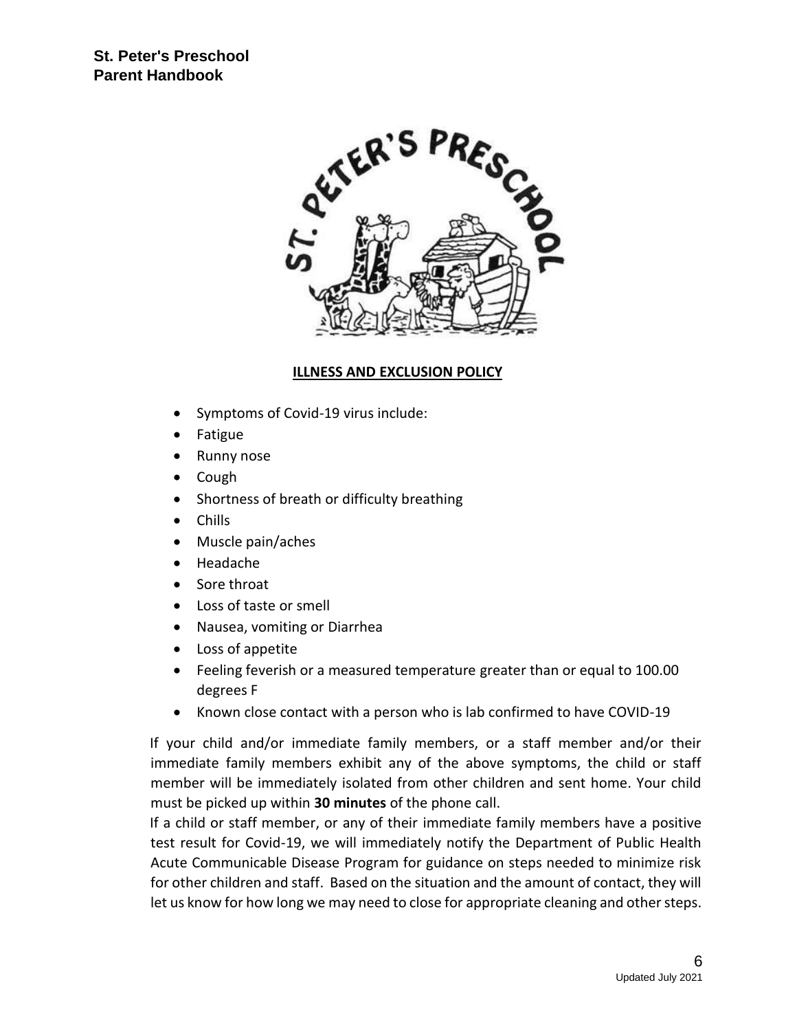## ILLNESS AND EXCLUSION POLICY

- Symptoms of Covid-19 virus include:
- Fatigue
- Runny nose
- Cough
- Shortness of breath or difficulty breathing
- Chills
- Muscle pain/aches
- Headache
- Sore throat
- Loss of taste or smell
- Nausea, vomiting or Diarrhea
- Loss of appetite
- Feeling feverish or a measured temperature greater than or equal to 100.00 degrees F
- Known close contact with a person who is lab confirmed to have COVID-19

If your child and/or immediate family members, or a staff member and/or their immediate family members exhibit any of the above symptoms, the child or staff member will be immediately isolated from other children and sent home. Your child must be picked up within **30 minutes** of the phone call.

If a child or staff member, or any of their immediate family members have a positive test result for Covid-19, we will immediately notify the Department of Public Health Acute Communicable Disease Program for guidance on steps needed to minimize risk for other children and staff. Based on the situation and the amount of contact, they will let us know for how long we may need to close for appropriate cleaning and other steps.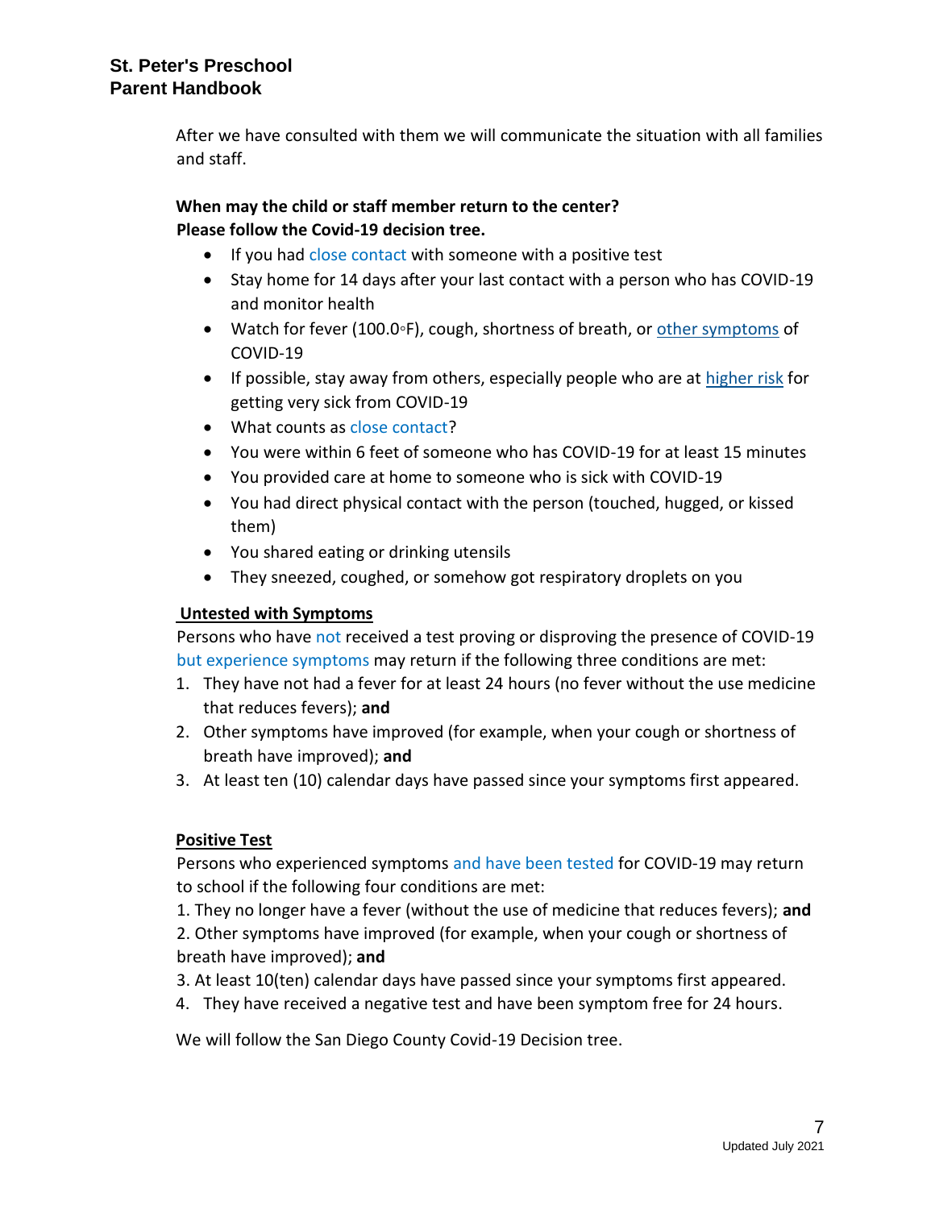After we have consulted with them we will communicate the situation with all families and staff.

**When may the child or staff member return to the center?**
**Please follow the Covid-19 decision tree.**

- If you had close contact with someone with a positive test
- Stay home for 14 days after your last contact with a person who has COVID-19 and monitor health
- Watch for fever (100.0◦F), cough, shortness of breath, or other symptoms of COVID-19
- If possible, stay away from others, especially people who are at higher risk for getting very sick from COVID-19
- What counts as close contact?
- You were within 6 feet of someone who has COVID-19 for at least 15 minutes
- You provided care at home to someone who is sick with COVID-19
- You had direct physical contact with the person (touched, hugged, or kissed them)
- You shared eating or drinking utensils
- They sneezed, coughed, or somehow got respiratory droplets on you

**Untested with Symptoms**

Persons who have not received a test proving or disproving the presence of COVID-19 but experience symptoms may return if the following three conditions are met:

1. They have not had a fever for at least 24 hours (no fever without the use medicine that reduces fevers); **and**
2. Other symptoms have improved (for example, when your cough or shortness of breath have improved); **and**
3. At least ten (10) calendar days have passed since your symptoms first appeared.

**Positive Test**

Persons who experienced symptoms and have been tested for COVID-19 may return to school if the following four conditions are met:

1. They no longer have a fever (without the use of medicine that reduces fevers); **and**
2. Other symptoms have improved (for example, when your cough or shortness of breath have improved); **and**
3. At least 10(ten) calendar days have passed since your symptoms first appeared.
4. They have received a negative test and have been symptom free for 24 hours.

We will follow the San Diego County Covid-19 Decision tree.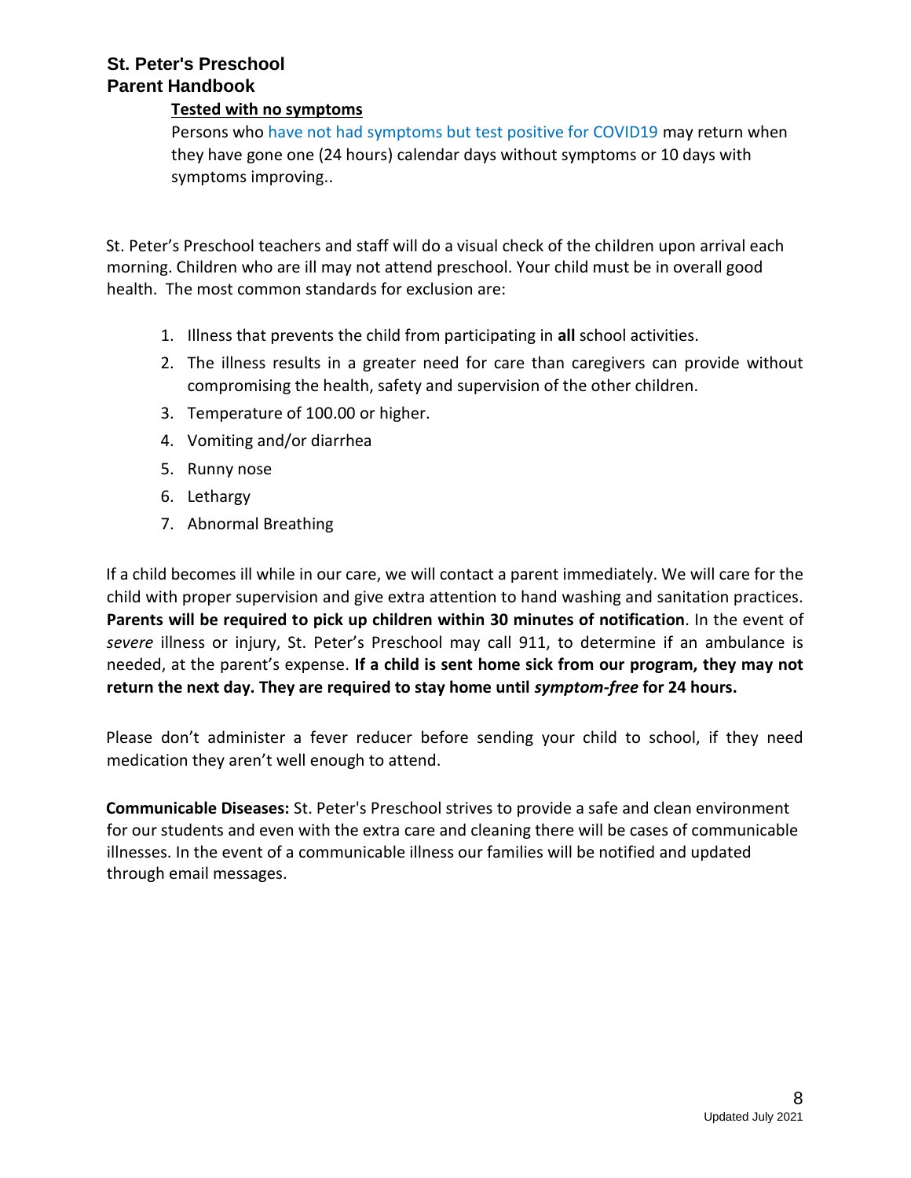**Tested with no symptoms**

Persons who have not had symptoms but test positive for COVID19 may return when they have gone one (24 hours) calendar days without symptoms or 10 days with symptoms improving..

St. Peter's Preschool teachers and staff will do a visual check of the children upon arrival each morning. Children who are ill may not attend preschool. Your child must be in overall good health. The most common standards for exclusion are:

1. Illness that prevents the child from participating in **all** school activities.
2. The illness results in a greater need for care than caregivers can provide without compromising the health, safety and supervision of the other children.
3. Temperature of 100.00 or higher.
4. Vomiting and/or diarrhea
5. Runny nose
6. Lethargy
7. Abnormal Breathing

If a child becomes ill while in our care, we will contact a parent immediately. We will care for the child with proper supervision and give extra attention to hand washing and sanitation practices. **Parents will be required to pick up children within 30 minutes of notification**. In the event of *severe* illness or injury, St. Peter's Preschool may call 911, to determine if an ambulance is needed, at the parent's expense. **If a child is sent home sick from our program, they may not return the next day. They are required to stay home until *symptom-free* for 24 hours.**

Please don't administer a fever reducer before sending your child to school, if they need medication they aren't well enough to attend.

**Communicable Diseases:** St. Peter's Preschool strives to provide a safe and clean environment for our students and even with the extra care and cleaning there will be cases of communicable illnesses. In the event of a communicable illness our families will be notified and updated through email messages.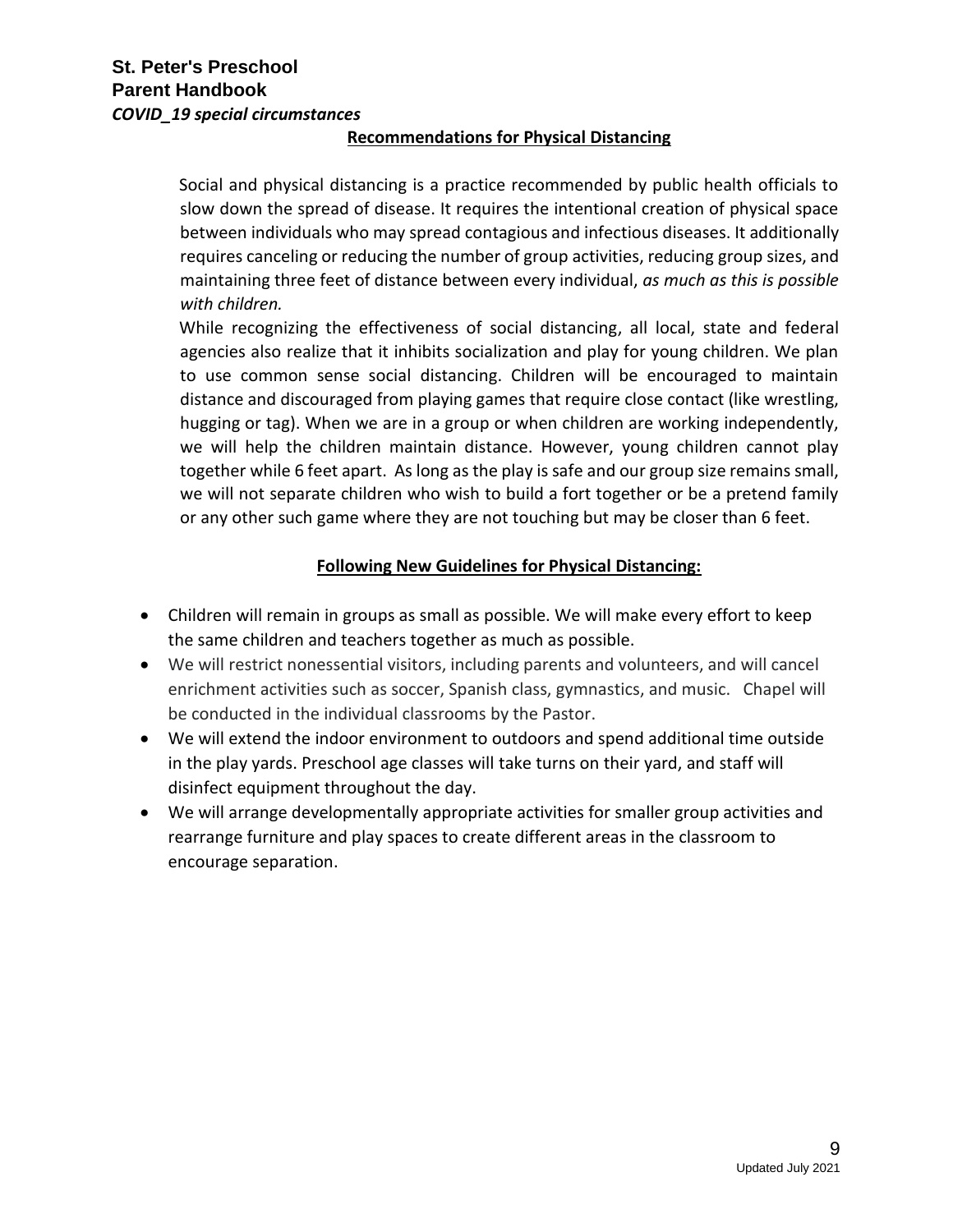## Recommendations for Physical Distancing

Social and physical distancing is a practice recommended by public health officials to slow down the spread of disease. It requires the intentional creation of physical space between individuals who may spread contagious and infectious diseases. It additionally requires canceling or reducing the number of group activities, reducing group sizes, and maintaining three feet of distance between every individual, *as much as this is possible with children.*

While recognizing the effectiveness of social distancing, all local, state and federal agencies also realize that it inhibits socialization and play for young children. We plan to use common sense social distancing. Children will be encouraged to maintain distance and discouraged from playing games that require close contact (like wrestling, hugging or tag). When we are in a group or when children are working independently, we will help the children maintain distance. However, young children cannot play together while 6 feet apart. As long as the play is safe and our group size remains small, we will not separate children who wish to build a fort together or be a pretend family or any other such game where they are not touching but may be closer than 6 feet.

## Following New Guidelines for Physical Distancing:

- Children will remain in groups as small as possible. We will make every effort to keep the same children and teachers together as much as possible.
- We will restrict nonessential visitors, including parents and volunteers, and will cancel enrichment activities such as soccer, Spanish class, gymnastics, and music. Chapel will be conducted in the individual classrooms by the Pastor.
- We will extend the indoor environment to outdoors and spend additional time outside in the play yards. Preschool age classes will take turns on their yard, and staff will disinfect equipment throughout the day.
- We will arrange developmentally appropriate activities for smaller group activities and rearrange furniture and play spaces to create different areas in the classroom to encourage separation.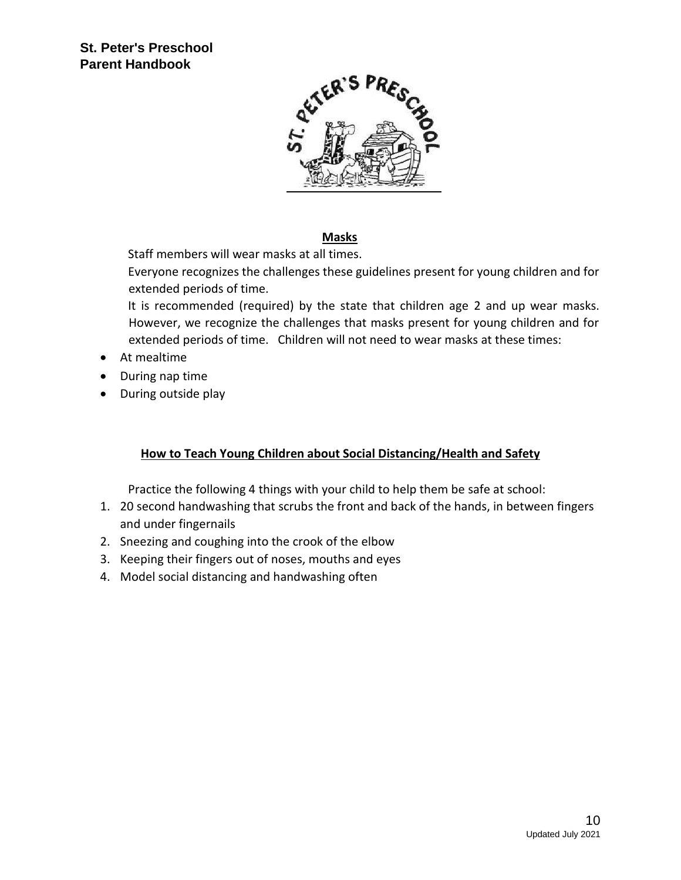## Masks

Staff members will wear masks at all times.

Everyone recognizes the challenges these guidelines present for young children and for extended periods of time.

It is recommended (required) by the state that children age 2 and up wear masks. However, we recognize the challenges that masks present for young children and for extended periods of time. Children will not need to wear masks at these times:

- At mealtime
- During nap time
- During outside play

## How to Teach Young Children about Social Distancing/Health and Safety

Practice the following 4 things with your child to help them be safe at school:

1. 20 second handwashing that scrubs the front and back of the hands, in between fingers and under fingernails
2. Sneezing and coughing into the crook of the elbow
3. Keeping their fingers out of noses, mouths and eyes
4. Model social distancing and handwashing often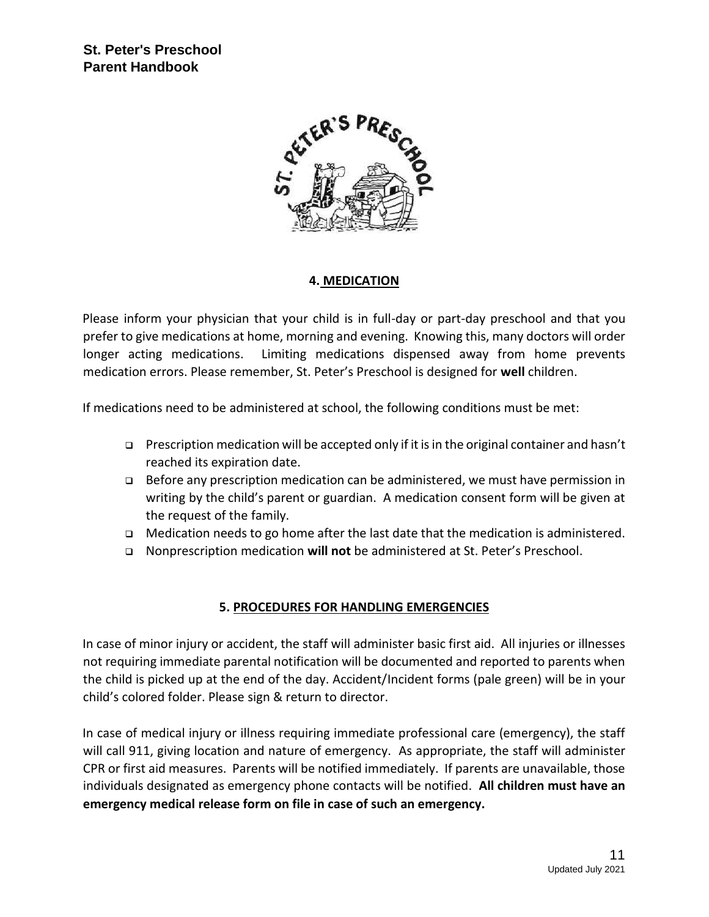## 4. MEDICATION

Please inform your physician that your child is in full-day or part-day preschool and that you prefer to give medications at home, morning and evening. Knowing this, many doctors will order longer acting medications. Limiting medications dispensed away from home prevents medication errors. Please remember, St. Peter's Preschool is designed for **well** children.

If medications need to be administered at school, the following conditions must be met:

- Prescription medication will be accepted only if it is in the original container and hasn't reached its expiration date.
- Before any prescription medication can be administered, we must have permission in writing by the child's parent or guardian. A medication consent form will be given at the request of the family.
- Medication needs to go home after the last date that the medication is administered.
- Nonprescription medication **will not** be administered at St. Peter's Preschool.

## 5. PROCEDURES FOR HANDLING EMERGENCIES

In case of minor injury or accident, the staff will administer basic first aid. All injuries or illnesses not requiring immediate parental notification will be documented and reported to parents when the child is picked up at the end of the day. Accident/Incident forms (pale green) will be in your child's colored folder. Please sign & return to director.

In case of medical injury or illness requiring immediate professional care (emergency), the staff will call 911, giving location and nature of emergency. As appropriate, the staff will administer CPR or first aid measures. Parents will be notified immediately. If parents are unavailable, those individuals designated as emergency phone contacts will be notified. **All children must have an emergency medical release form on file in case of such an emergency.**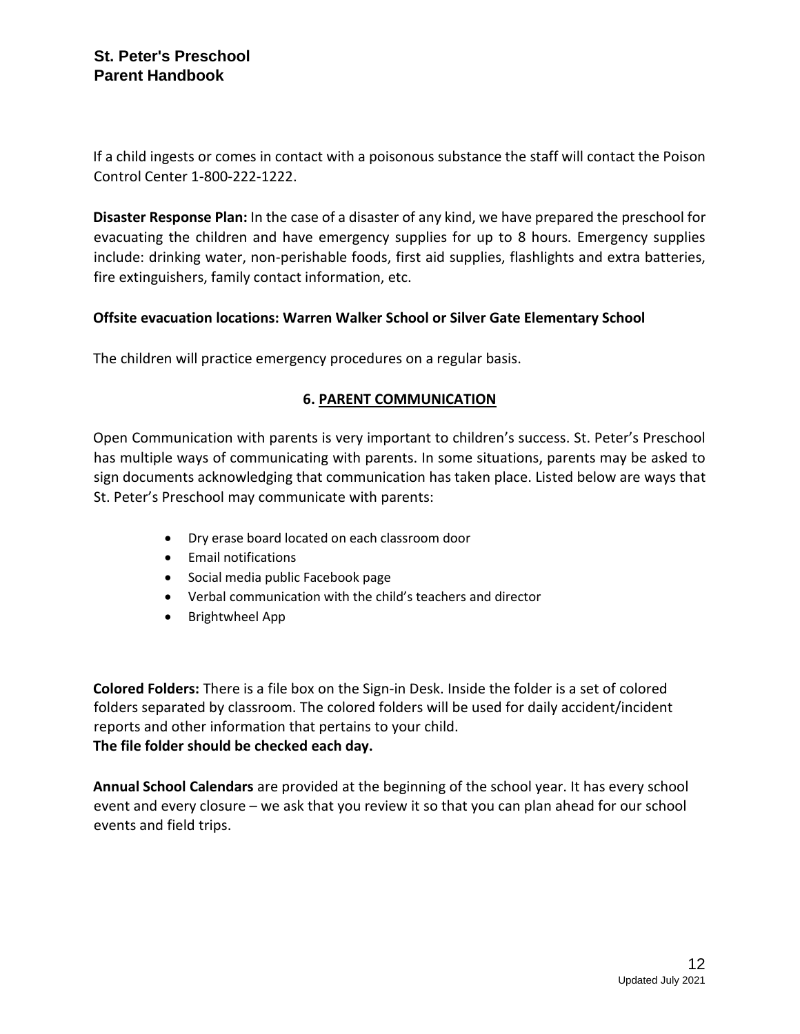If a child ingests or comes in contact with a poisonous substance the staff will contact the Poison Control Center 1-800-222-1222.

**Disaster Response Plan:** In the case of a disaster of any kind, we have prepared the preschool for evacuating the children and have emergency supplies for up to 8 hours. Emergency supplies include: drinking water, non-perishable foods, first aid supplies, flashlights and extra batteries, fire extinguishers, family contact information, etc.

**Offsite evacuation locations: Warren Walker School or Silver Gate Elementary School**

The children will practice emergency procedures on a regular basis.

## 6. PARENT COMMUNICATION

Open Communication with parents is very important to children's success. St. Peter's Preschool has multiple ways of communicating with parents. In some situations, parents may be asked to sign documents acknowledging that communication has taken place. Listed below are ways that St. Peter's Preschool may communicate with parents:

- Dry erase board located on each classroom door
- Email notifications
- Social media public Facebook page
- Verbal communication with the child's teachers and director
- Brightwheel App

**Colored Folders:** There is a file box on the Sign-in Desk. Inside the folder is a set of colored folders separated by classroom. The colored folders will be used for daily accident/incident reports and other information that pertains to your child.
**The file folder should be checked each day.**

**Annual School Calendars** are provided at the beginning of the school year. It has every school event and every closure – we ask that you review it so that you can plan ahead for our school events and field trips.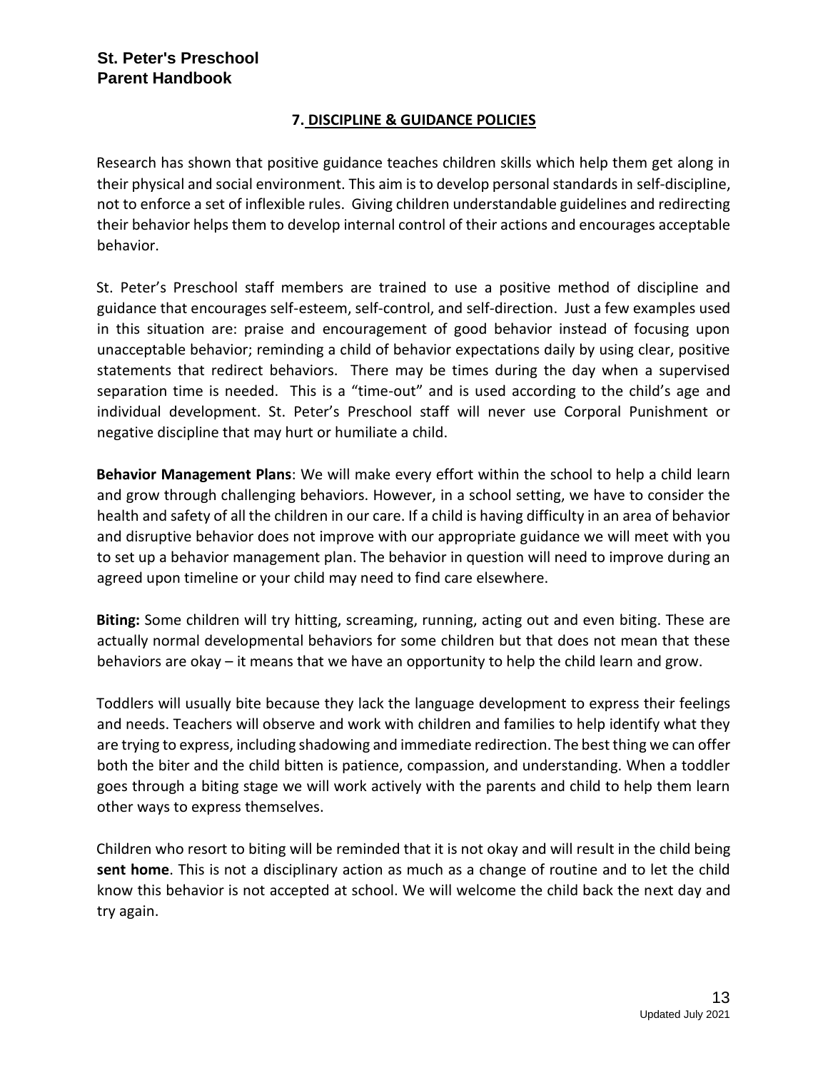## 7. DISCIPLINE & GUIDANCE POLICIES

Research has shown that positive guidance teaches children skills which help them get along in their physical and social environment. This aim is to develop personal standards in self-discipline, not to enforce a set of inflexible rules. Giving children understandable guidelines and redirecting their behavior helps them to develop internal control of their actions and encourages acceptable behavior.

St. Peter's Preschool staff members are trained to use a positive method of discipline and guidance that encourages self-esteem, self-control, and self-direction. Just a few examples used in this situation are: praise and encouragement of good behavior instead of focusing upon unacceptable behavior; reminding a child of behavior expectations daily by using clear, positive statements that redirect behaviors. There may be times during the day when a supervised separation time is needed. This is a "time-out" and is used according to the child's age and individual development. St. Peter's Preschool staff will never use Corporal Punishment or negative discipline that may hurt or humiliate a child.

**Behavior Management Plans**: We will make every effort within the school to help a child learn and grow through challenging behaviors. However, in a school setting, we have to consider the health and safety of all the children in our care. If a child is having difficulty in an area of behavior and disruptive behavior does not improve with our appropriate guidance we will meet with you to set up a behavior management plan. The behavior in question will need to improve during an agreed upon timeline or your child may need to find care elsewhere.

**Biting:** Some children will try hitting, screaming, running, acting out and even biting. These are actually normal developmental behaviors for some children but that does not mean that these behaviors are okay – it means that we have an opportunity to help the child learn and grow.

Toddlers will usually bite because they lack the language development to express their feelings and needs. Teachers will observe and work with children and families to help identify what they are trying to express, including shadowing and immediate redirection. The best thing we can offer both the biter and the child bitten is patience, compassion, and understanding. When a toddler goes through a biting stage we will work actively with the parents and child to help them learn other ways to express themselves.

Children who resort to biting will be reminded that it is not okay and will result in the child being **sent home**. This is not a disciplinary action as much as a change of routine and to let the child know this behavior is not accepted at school. We will welcome the child back the next day and try again.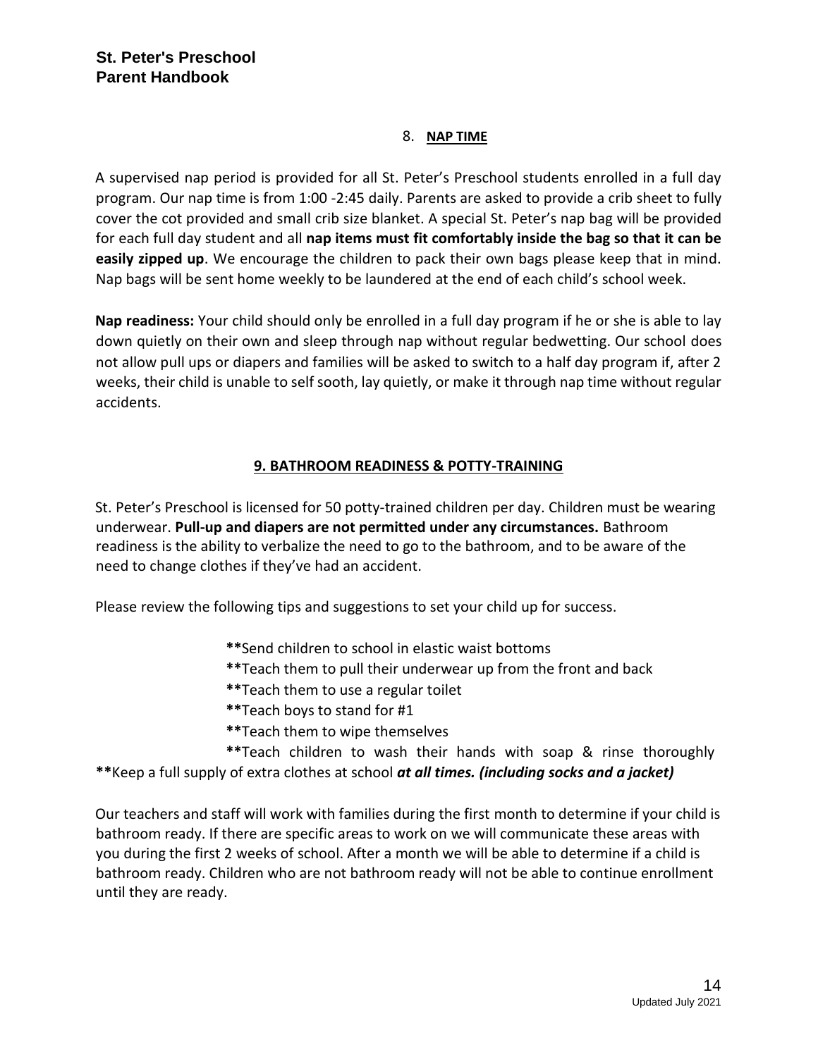## 8. NAP TIME

A supervised nap period is provided for all St. Peter's Preschool students enrolled in a full day program. Our nap time is from 1:00 -2:45 daily. Parents are asked to provide a crib sheet to fully cover the cot provided and small crib size blanket. A special St. Peter's nap bag will be provided for each full day student and all **nap items must fit comfortably inside the bag so that it can be easily zipped up**. We encourage the children to pack their own bags please keep that in mind. Nap bags will be sent home weekly to be laundered at the end of each child's school week.

**Nap readiness:** Your child should only be enrolled in a full day program if he or she is able to lay down quietly on their own and sleep through nap without regular bedwetting. Our school does not allow pull ups or diapers and families will be asked to switch to a half day program if, after 2 weeks, their child is unable to self sooth, lay quietly, or make it through nap time without regular accidents.

## 9. BATHROOM READINESS & POTTY-TRAINING

St. Peter's Preschool is licensed for 50 potty-trained children per day. Children must be wearing underwear. **Pull-up and diapers are not permitted under any circumstances.** Bathroom readiness is the ability to verbalize the need to go to the bathroom, and to be aware of the need to change clothes if they've had an accident.

Please review the following tips and suggestions to set your child up for success.

**Send children to school in elastic waist bottoms
**Teach them to pull their underwear up from the front and back
**Teach them to use a regular toilet
**Teach boys to stand for #1
**Teach them to wipe themselves
**Teach children to wash their hands with soap & rinse thoroughly
**Keep a full supply of extra clothes at school ***at all times. (including socks and a jacket)***

Our teachers and staff will work with families during the first month to determine if your child is bathroom ready. If there are specific areas to work on we will communicate these areas with you during the first 2 weeks of school. After a month we will be able to determine if a child is bathroom ready. Children who are not bathroom ready will not be able to continue enrollment until they are ready.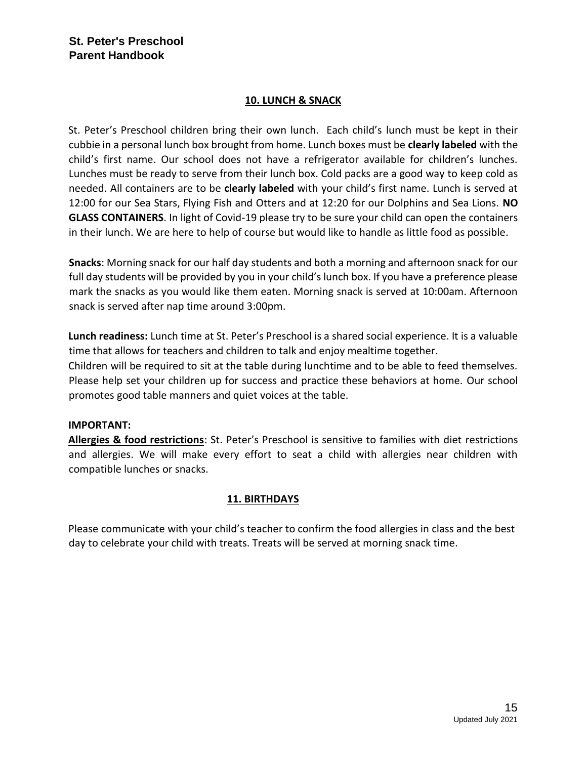## 10. LUNCH & SNACK

St. Peter's Preschool children bring their own lunch. Each child's lunch must be kept in their cubbie in a personal lunch box brought from home. Lunch boxes must be **clearly labeled** with the child's first name. Our school does not have a refrigerator available for children's lunches. Lunches must be ready to serve from their lunch box. Cold packs are a good way to keep cold as needed. All containers are to be **clearly labeled** with your child's first name. Lunch is served at 12:00 for our Sea Stars, Flying Fish and Otters and at 12:20 for our Dolphins and Sea Lions. **NO GLASS CONTAINERS**. In light of Covid-19 please try to be sure your child can open the containers in their lunch. We are here to help of course but would like to handle as little food as possible.

**Snacks**: Morning snack for our half day students and both a morning and afternoon snack for our full day students will be provided by you in your child's lunch box. If you have a preference please mark the snacks as you would like them eaten. Morning snack is served at 10:00am. Afternoon snack is served after nap time around 3:00pm.

**Lunch readiness:** Lunch time at St. Peter's Preschool is a shared social experience. It is a valuable time that allows for teachers and children to talk and enjoy mealtime together.
Children will be required to sit at the table during lunchtime and to be able to feed themselves. Please help set your children up for success and practice these behaviors at home. Our school promotes good table manners and quiet voices at the table.

**IMPORTANT:**
**Allergies & food restrictions**: St. Peter's Preschool is sensitive to families with diet restrictions and allergies. We will make every effort to seat a child with allergies near children with compatible lunches or snacks.

## 11. BIRTHDAYS

Please communicate with your child's teacher to confirm the food allergies in class and the best day to celebrate your child with treats. Treats will be served at morning snack time.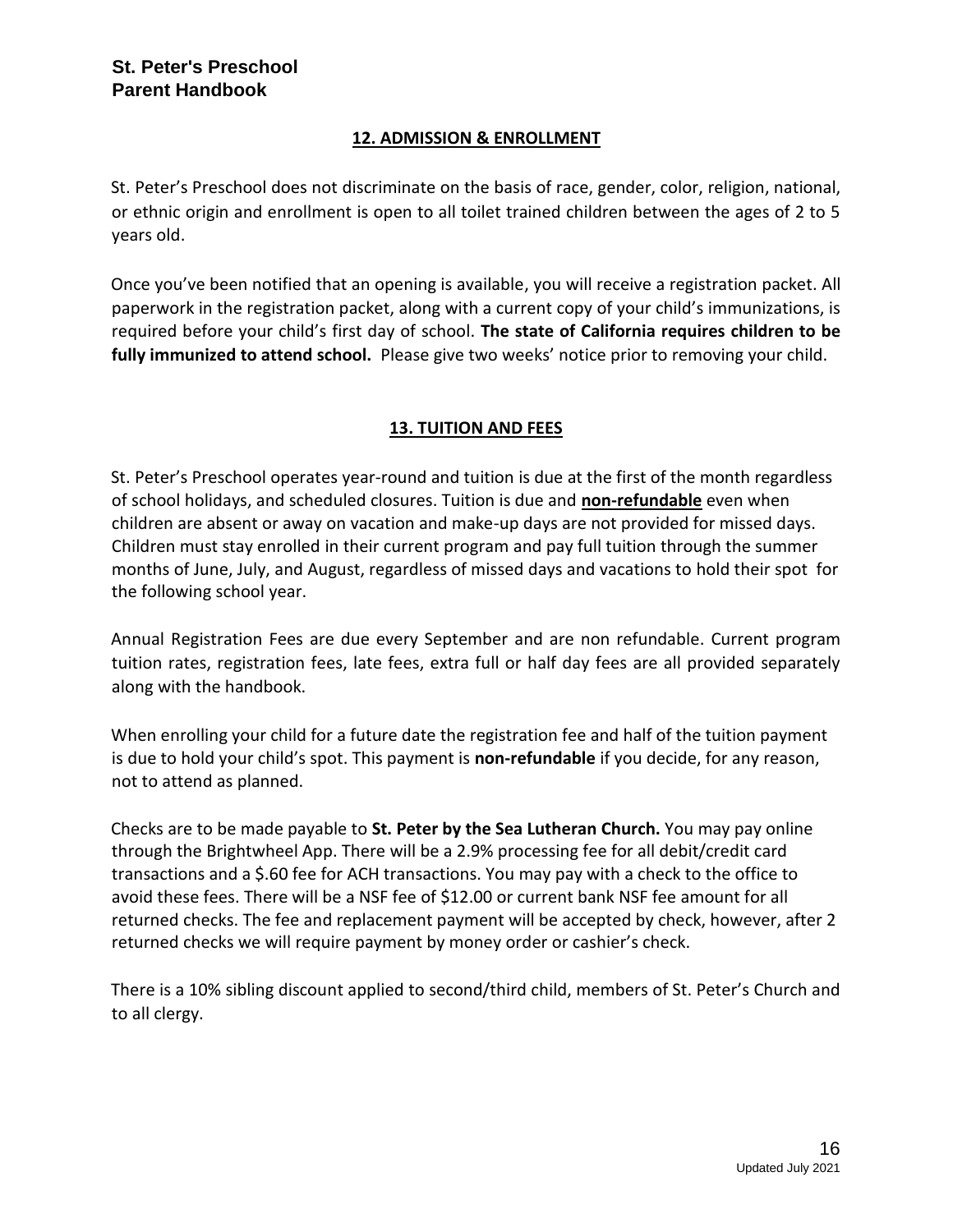## 12. ADMISSION & ENROLLMENT

St. Peter's Preschool does not discriminate on the basis of race, gender, color, religion, national, or ethnic origin and enrollment is open to all toilet trained children between the ages of 2 to 5 years old.

Once you've been notified that an opening is available, you will receive a registration packet. All paperwork in the registration packet, along with a current copy of your child's immunizations, is required before your child's first day of school. **The state of California requires children to be fully immunized to attend school.** Please give two weeks' notice prior to removing your child.

## 13. TUITION AND FEES

St. Peter's Preschool operates year-round and tuition is due at the first of the month regardless of school holidays, and scheduled closures. Tuition is due and **non-refundable** even when children are absent or away on vacation and make-up days are not provided for missed days. Children must stay enrolled in their current program and pay full tuition through the summer months of June, July, and August, regardless of missed days and vacations to hold their spot for the following school year.

Annual Registration Fees are due every September and are non refundable. Current program tuition rates, registration fees, late fees, extra full or half day fees are all provided separately along with the handbook.

When enrolling your child for a future date the registration fee and half of the tuition payment is due to hold your child's spot. This payment is **non-refundable** if you decide, for any reason, not to attend as planned.

Checks are to be made payable to **St. Peter by the Sea Lutheran Church.** You may pay online through the Brightwheel App. There will be a 2.9% processing fee for all debit/credit card transactions and a $.60 fee for ACH transactions. You may pay with a check to the office to avoid these fees. There will be a NSF fee of $12.00 or current bank NSF fee amount for all returned checks. The fee and replacement payment will be accepted by check, however, after 2 returned checks we will require payment by money order or cashier's check.

There is a 10% sibling discount applied to second/third child, members of St. Peter's Church and to all clergy.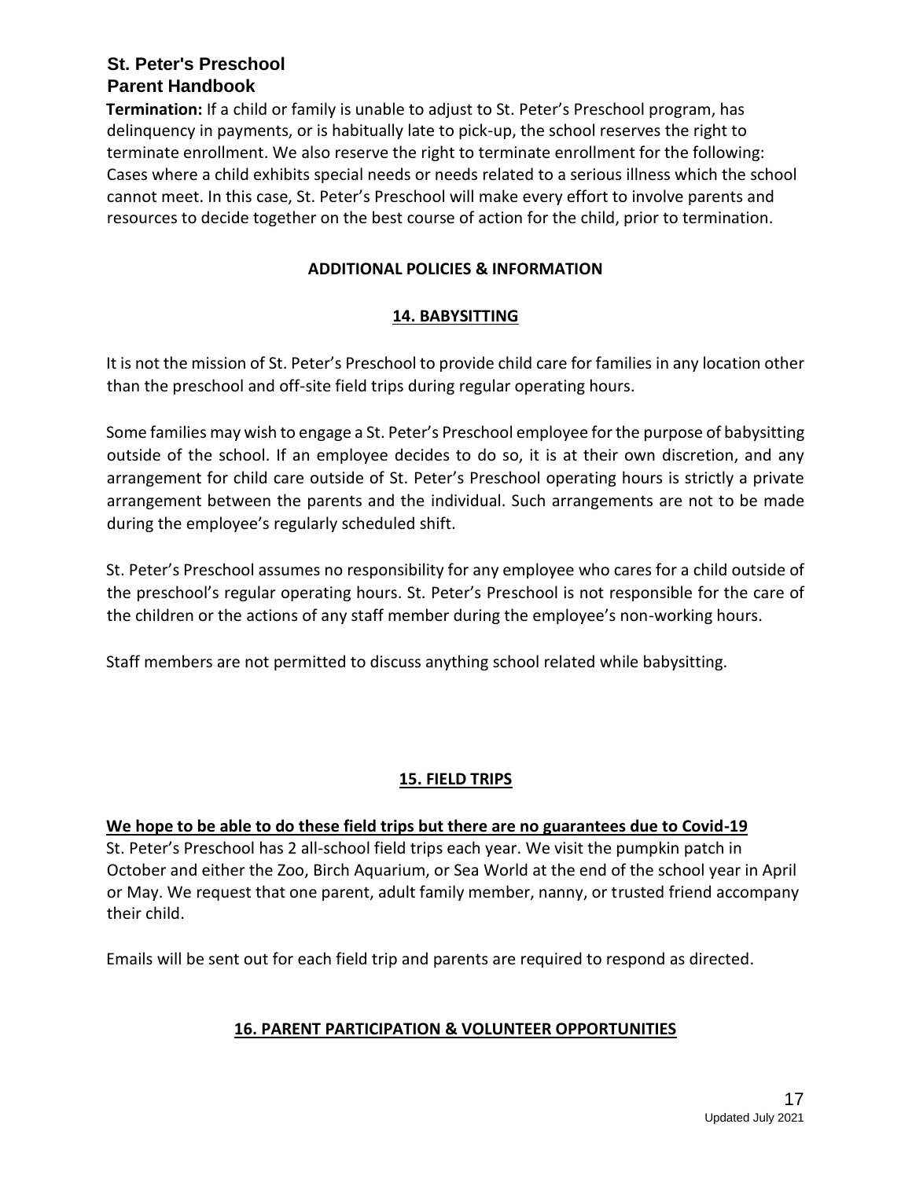**Termination:** If a child or family is unable to adjust to St. Peter's Preschool program, has delinquency in payments, or is habitually late to pick-up, the school reserves the right to terminate enrollment. We also reserve the right to terminate enrollment for the following: Cases where a child exhibits special needs or needs related to a serious illness which the school cannot meet. In this case, St. Peter's Preschool will make every effort to involve parents and resources to decide together on the best course of action for the child, prior to termination.

## ADDITIONAL POLICIES & INFORMATION

### 14. BABYSITTING

It is not the mission of St. Peter's Preschool to provide child care for families in any location other than the preschool and off-site field trips during regular operating hours.

Some families may wish to engage a St. Peter's Preschool employee for the purpose of babysitting outside of the school. If an employee decides to do so, it is at their own discretion, and any arrangement for child care outside of St. Peter's Preschool operating hours is strictly a private arrangement between the parents and the individual. Such arrangements are not to be made during the employee's regularly scheduled shift.

St. Peter's Preschool assumes no responsibility for any employee who cares for a child outside of the preschool's regular operating hours. St. Peter's Preschool is not responsible for the care of the children or the actions of any staff member during the employee's non-working hours.

Staff members are not permitted to discuss anything school related while babysitting.

### 15. FIELD TRIPS

**We hope to be able to do these field trips but there are no guarantees due to Covid-19**

St. Peter's Preschool has 2 all-school field trips each year. We visit the pumpkin patch in October and either the Zoo, Birch Aquarium, or Sea World at the end of the school year in April or May. We request that one parent, adult family member, nanny, or trusted friend accompany their child.

Emails will be sent out for each field trip and parents are required to respond as directed.

### 16. PARENT PARTICIPATION & VOLUNTEER OPPORTUNITIES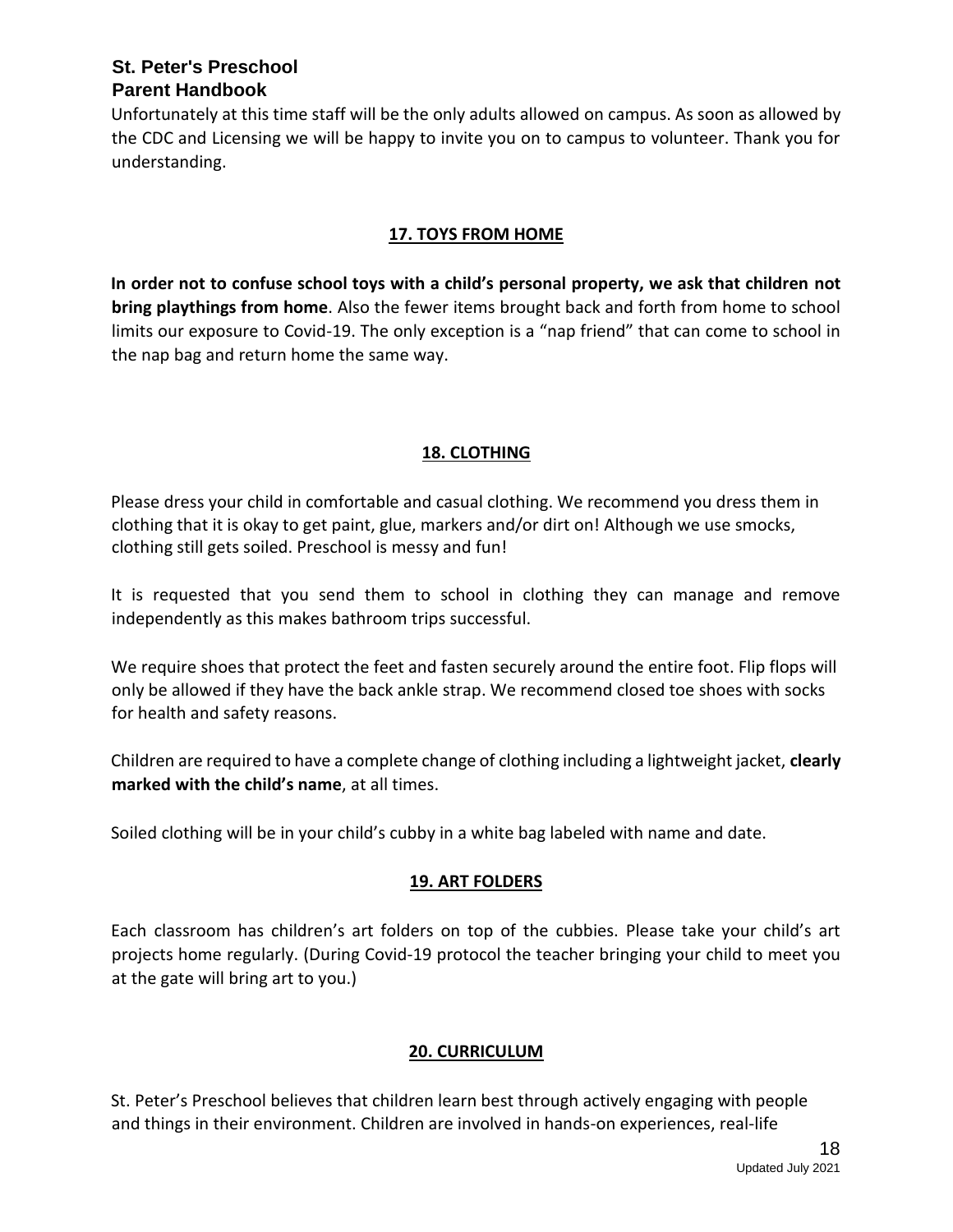Unfortunately at this time staff will be the only adults allowed on campus. As soon as allowed by the CDC and Licensing we will be happy to invite you on to campus to volunteer. Thank you for understanding.

## 17. TOYS FROM HOME

**In order not to confuse school toys with a child's personal property, we ask that children not bring playthings from home**. Also the fewer items brought back and forth from home to school limits our exposure to Covid-19. The only exception is a "nap friend" that can come to school in the nap bag and return home the same way.

## 18. CLOTHING

Please dress your child in comfortable and casual clothing. We recommend you dress them in clothing that it is okay to get paint, glue, markers and/or dirt on! Although we use smocks, clothing still gets soiled. Preschool is messy and fun!

It is requested that you send them to school in clothing they can manage and remove independently as this makes bathroom trips successful.

We require shoes that protect the feet and fasten securely around the entire foot. Flip flops will only be allowed if they have the back ankle strap. We recommend closed toe shoes with socks for health and safety reasons.

Children are required to have a complete change of clothing including a lightweight jacket, **clearly marked with the child's name**, at all times.

Soiled clothing will be in your child's cubby in a white bag labeled with name and date.

## 19. ART FOLDERS

Each classroom has children's art folders on top of the cubbies. Please take your child's art projects home regularly. (During Covid-19 protocol the teacher bringing your child to meet you at the gate will bring art to you.)

## 20. CURRICULUM

St. Peter's Preschool believes that children learn best through actively engaging with people and things in their environment. Children are involved in hands-on experiences, real-life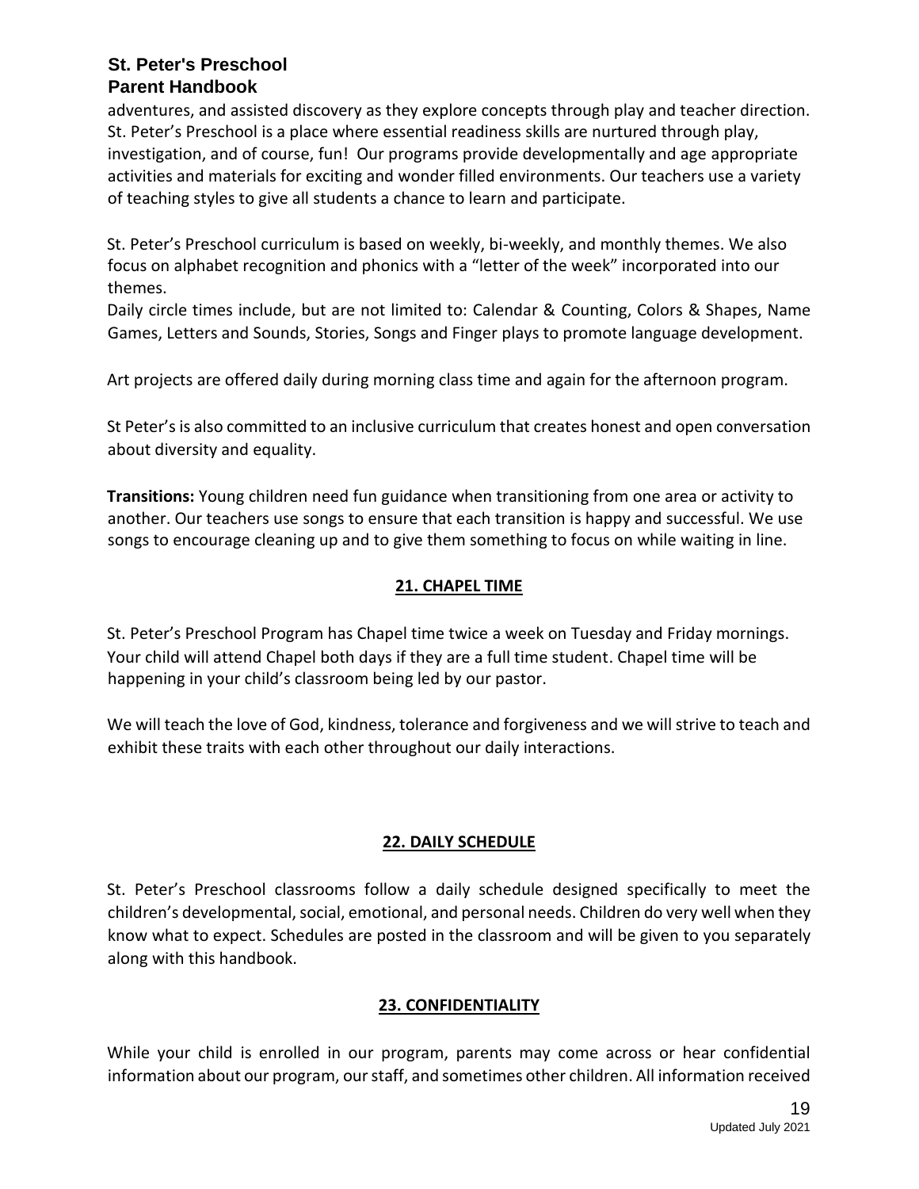adventures, and assisted discovery as they explore concepts through play and teacher direction. St. Peter's Preschool is a place where essential readiness skills are nurtured through play, investigation, and of course, fun! Our programs provide developmentally and age appropriate activities and materials for exciting and wonder filled environments. Our teachers use a variety of teaching styles to give all students a chance to learn and participate.

St. Peter's Preschool curriculum is based on weekly, bi-weekly, and monthly themes. We also focus on alphabet recognition and phonics with a "letter of the week" incorporated into our themes.
Daily circle times include, but are not limited to: Calendar & Counting, Colors & Shapes, Name Games, Letters and Sounds, Stories, Songs and Finger plays to promote language development.

Art projects are offered daily during morning class time and again for the afternoon program.

St Peter's is also committed to an inclusive curriculum that creates honest and open conversation about diversity and equality.

**Transitions:** Young children need fun guidance when transitioning from one area or activity to another. Our teachers use songs to ensure that each transition is happy and successful. We use songs to encourage cleaning up and to give them something to focus on while waiting in line.

## 21. CHAPEL TIME

St. Peter's Preschool Program has Chapel time twice a week on Tuesday and Friday mornings. Your child will attend Chapel both days if they are a full time student. Chapel time will be happening in your child's classroom being led by our pastor.

We will teach the love of God, kindness, tolerance and forgiveness and we will strive to teach and exhibit these traits with each other throughout our daily interactions.

## 22. DAILY SCHEDULE

St. Peter's Preschool classrooms follow a daily schedule designed specifically to meet the children's developmental, social, emotional, and personal needs. Children do very well when they know what to expect. Schedules are posted in the classroom and will be given to you separately along with this handbook.

## 23. CONFIDENTIALITY

While your child is enrolled in our program, parents may come across or hear confidential information about our program, our staff, and sometimes other children. All information received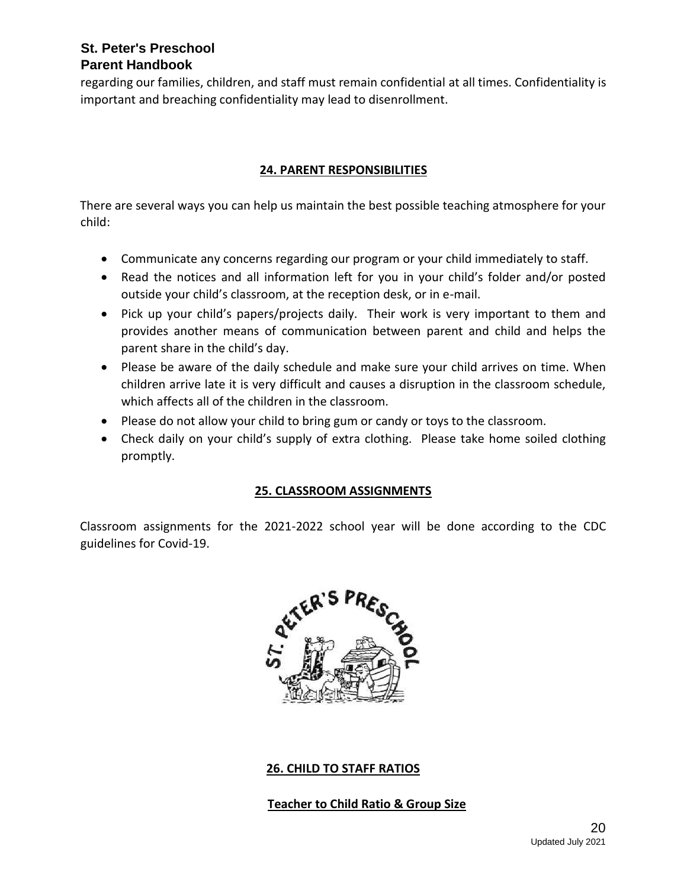regarding our families, children, and staff must remain confidential at all times. Confidentiality is important and breaching confidentiality may lead to disenrollment.

## 24. PARENT RESPONSIBILITIES

There are several ways you can help us maintain the best possible teaching atmosphere for your child:

- Communicate any concerns regarding our program or your child immediately to staff.
- Read the notices and all information left for you in your child's folder and/or posted outside your child's classroom, at the reception desk, or in e-mail.
- Pick up your child's papers/projects daily. Their work is very important to them and provides another means of communication between parent and child and helps the parent share in the child's day.
- Please be aware of the daily schedule and make sure your child arrives on time. When children arrive late it is very difficult and causes a disruption in the classroom schedule, which affects all of the children in the classroom.
- Please do not allow your child to bring gum or candy or toys to the classroom.
- Check daily on your child's supply of extra clothing. Please take home soiled clothing promptly.

## 25. CLASSROOM ASSIGNMENTS

Classroom assignments for the 2021-2022 school year will be done according to the CDC guidelines for Covid-19.

## 26. CHILD TO STAFF RATIOS

### Teacher to Child Ratio & Group Size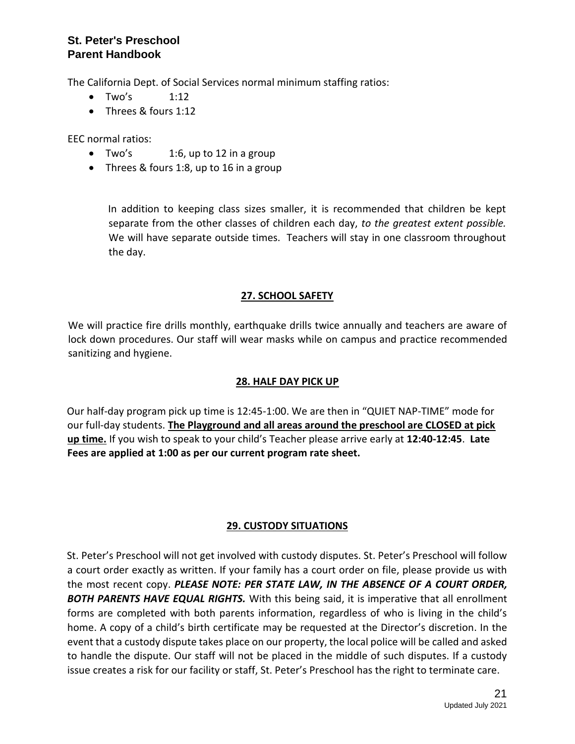The California Dept. of Social Services normal minimum staffing ratios:

- Two's 1:12
- Threes & fours 1:12

EEC normal ratios:

- Two's 1:6, up to 12 in a group
- Threes & fours 1:8, up to 16 in a group

In addition to keeping class sizes smaller, it is recommended that children be kept separate from the other classes of children each day, *to the greatest extent possible.* We will have separate outside times. Teachers will stay in one classroom throughout the day.

## 27. SCHOOL SAFETY

We will practice fire drills monthly, earthquake drills twice annually and teachers are aware of lock down procedures. Our staff will wear masks while on campus and practice recommended sanitizing and hygiene.

## 28. HALF DAY PICK UP

Our half-day program pick up time is 12:45-1:00. We are then in "QUIET NAP-TIME" mode for our full-day students. **The Playground and all areas around the preschool are CLOSED at pick up time.** If you wish to speak to your child's Teacher please arrive early at **12:40-12:45**. **Late Fees are applied at 1:00 as per our current program rate sheet.**

## 29. CUSTODY SITUATIONS

St. Peter's Preschool will not get involved with custody disputes. St. Peter's Preschool will follow a court order exactly as written. If your family has a court order on file, please provide us with the most recent copy. ***PLEASE NOTE: PER STATE LAW, IN THE ABSENCE OF A COURT ORDER, BOTH PARENTS HAVE EQUAL RIGHTS.*** With this being said, it is imperative that all enrollment forms are completed with both parents information, regardless of who is living in the child's home. A copy of a child's birth certificate may be requested at the Director's discretion. In the event that a custody dispute takes place on our property, the local police will be called and asked to handle the dispute. Our staff will not be placed in the middle of such disputes. If a custody issue creates a risk for our facility or staff, St. Peter's Preschool has the right to terminate care.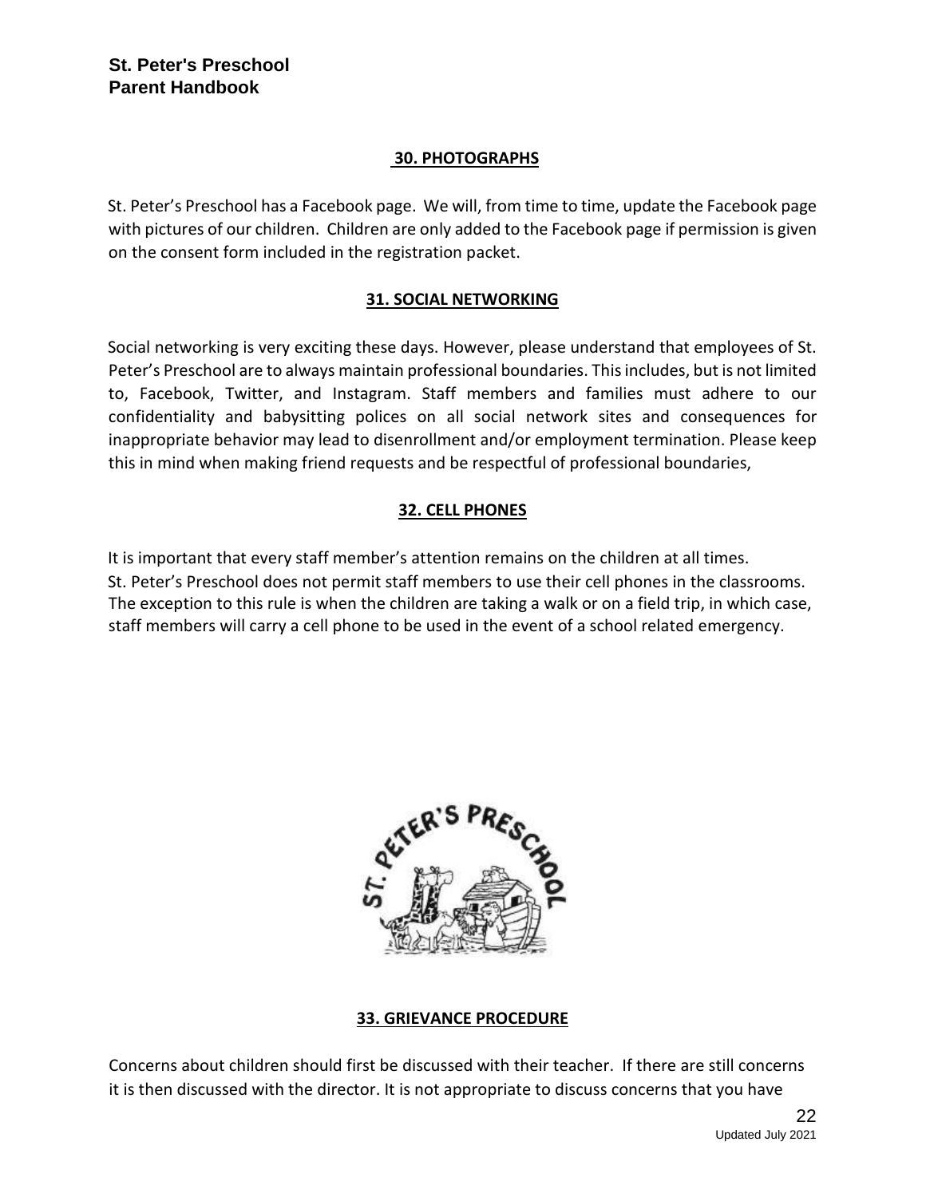## 30. PHOTOGRAPHS

St. Peter's Preschool has a Facebook page. We will, from time to time, update the Facebook page with pictures of our children. Children are only added to the Facebook page if permission is given on the consent form included in the registration packet.

## 31. SOCIAL NETWORKING

Social networking is very exciting these days. However, please understand that employees of St. Peter's Preschool are to always maintain professional boundaries. This includes, but is not limited to, Facebook, Twitter, and Instagram. Staff members and families must adhere to our confidentiality and babysitting polices on all social network sites and consequences for inappropriate behavior may lead to disenrollment and/or employment termination. Please keep this in mind when making friend requests and be respectful of professional boundaries,

## 32. CELL PHONES

It is important that every staff member's attention remains on the children at all times. St. Peter's Preschool does not permit staff members to use their cell phones in the classrooms. The exception to this rule is when the children are taking a walk or on a field trip, in which case, staff members will carry a cell phone to be used in the event of a school related emergency.

## 33. GRIEVANCE PROCEDURE

Concerns about children should first be discussed with their teacher. If there are still concerns it is then discussed with the director. It is not appropriate to discuss concerns that you have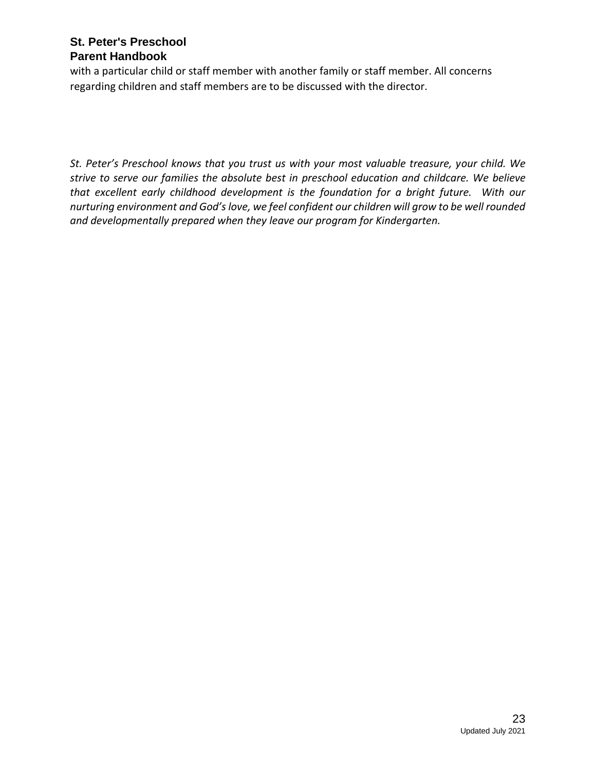with a particular child or staff member with another family or staff member. All concerns regarding children and staff members are to be discussed with the director.

*St. Peter's Preschool knows that you trust us with your most valuable treasure, your child. We strive to serve our families the absolute best in preschool education and childcare. We believe that excellent early childhood development is the foundation for a bright future. With our nurturing environment and God's love, we feel confident our children will grow to be well rounded and developmentally prepared when they leave our program for Kindergarten.*